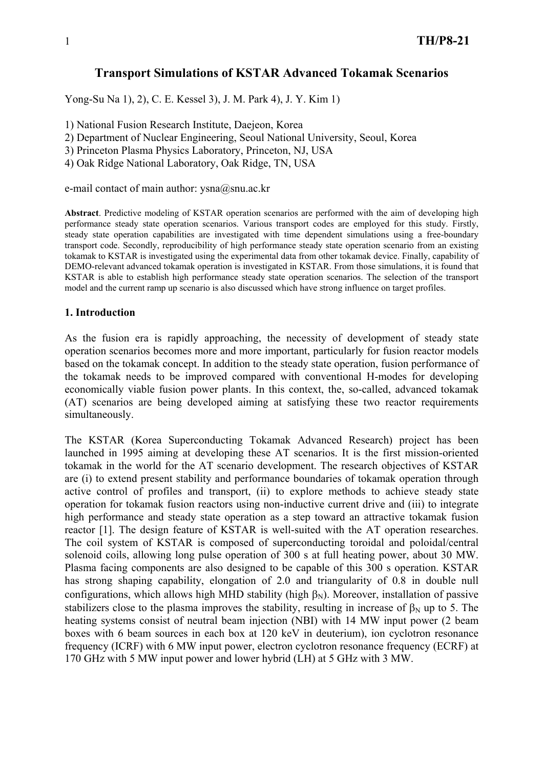# Transport Simulations of KSTAR Advanced Tokamak Scenarios

Yong-Su Na 1), 2), C. E. Kessel 3), J. M. Park 4), J. Y. Kim 1)

1) National Fusion Research Institute, Daejeon, Korea
2) Department of Nuclear Engineering, Seoul National University, Seoul, Korea
3) Princeton Plasma Physics Laboratory, Princeton, NJ, USA
4) Oak Ridge National Laboratory, Oak Ridge, TN, USA

e-mail contact of main author: ysna@snu.ac.kr

**Abstract**. Predictive modeling of KSTAR operation scenarios are performed with the aim of developing high performance steady state operation scenarios. Various transport codes are employed for this study. Firstly, steady state operation capabilities are investigated with time dependent simulations using a free-boundary transport code. Secondly, reproducibility of high performance steady state operation scenario from an existing tokamak to KSTAR is investigated using the experimental data from other tokamak device. Finally, capability of DEMO-relevant advanced tokamak operation is investigated in KSTAR. From those simulations, it is found that KSTAR is able to establish high performance steady state operation scenarios. The selection of the transport model and the current ramp up scenario is also discussed which have strong influence on target profiles.

## 1. Introduction

As the fusion era is rapidly approaching, the necessity of development of steady state operation scenarios becomes more and more important, particularly for fusion reactor models based on the tokamak concept. In addition to the steady state operation, fusion performance of the tokamak needs to be improved compared with conventional H-modes for developing economically viable fusion power plants. In this context, the, so-called, advanced tokamak (AT) scenarios are being developed aiming at satisfying these two reactor requirements simultaneously.

The KSTAR (Korea Superconducting Tokamak Advanced Research) project has been launched in 1995 aiming at developing these AT scenarios. It is the first mission-oriented tokamak in the world for the AT scenario development. The research objectives of KSTAR are (i) to extend present stability and performance boundaries of tokamak operation through active control of profiles and transport, (ii) to explore methods to achieve steady state operation for tokamak fusion reactors using non-inductive current drive and (iii) to integrate high performance and steady state operation as a step toward an attractive tokamak fusion reactor [1]. The design feature of KSTAR is well-suited with the AT operation researches. The coil system of KSTAR is composed of superconducting toroidal and poloidal/central solenoid coils, allowing long pulse operation of 300 s at full heating power, about 30 MW. Plasma facing components are also designed to be capable of this 300 s operation. KSTAR has strong shaping capability, elongation of 2.0 and triangularity of 0.8 in double null configurations, which allows high MHD stability (high $\beta_N$). Moreover, installation of passive stabilizers close to the plasma improves the stability, resulting in increase of $\beta_N$ up to 5. The heating systems consist of neutral beam injection (NBI) with 14 MW input power (2 beam boxes with 6 beam sources in each box at 120 keV in deuterium), ion cyclotron resonance frequency (ICRF) with 6 MW input power, electron cyclotron resonance frequency (ECRF) at 170 GHz with 5 MW input power and lower hybrid (LH) at 5 GHz with 3 MW.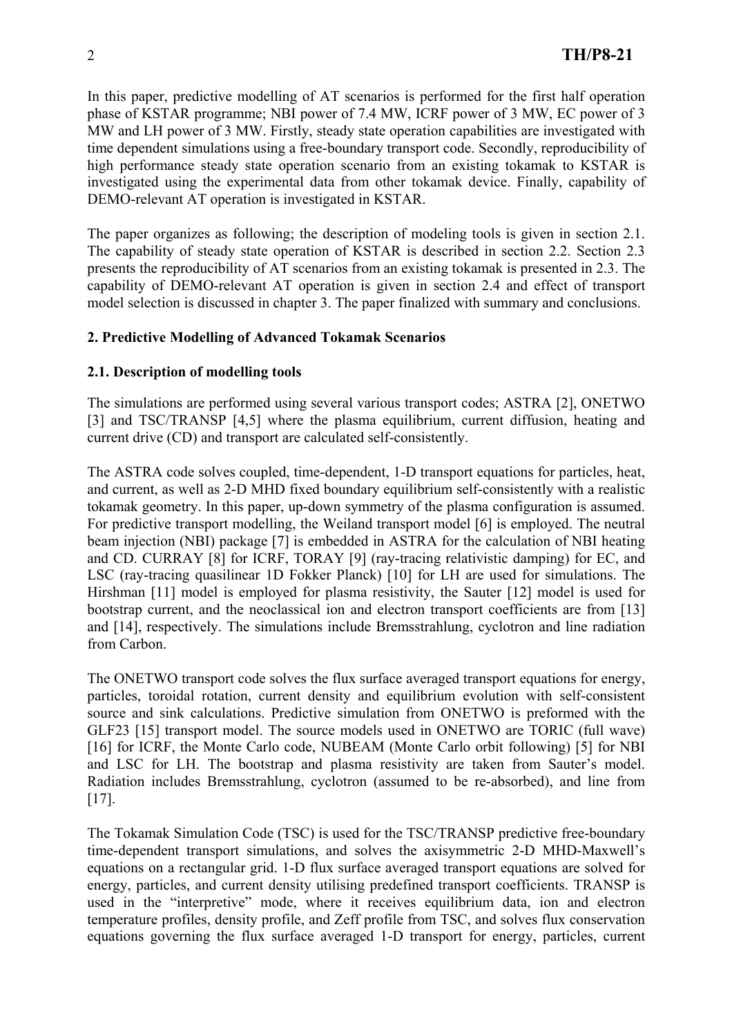In this paper, predictive modelling of AT scenarios is performed for the first half operation phase of KSTAR programme; NBI power of 7.4 MW, ICRF power of 3 MW, EC power of 3 MW and LH power of 3 MW. Firstly, steady state operation capabilities are investigated with time dependent simulations using a free-boundary transport code. Secondly, reproducibility of high performance steady state operation scenario from an existing tokamak to KSTAR is investigated using the experimental data from other tokamak device. Finally, capability of DEMO-relevant AT operation is investigated in KSTAR.

The paper organizes as following; the description of modeling tools is given in section 2.1. The capability of steady state operation of KSTAR is described in section 2.2. Section 2.3 presents the reproducibility of AT scenarios from an existing tokamak is presented in 2.3. The capability of DEMO-relevant AT operation is given in section 2.4 and effect of transport model selection is discussed in chapter 3. The paper finalized with summary and conclusions.

## 2. Predictive Modelling of Advanced Tokamak Scenarios

### 2.1. Description of modelling tools

The simulations are performed using several various transport codes; ASTRA [2], ONETWO [3] and TSC/TRANSP [4,5] where the plasma equilibrium, current diffusion, heating and current drive (CD) and transport are calculated self-consistently.

The ASTRA code solves coupled, time-dependent, 1-D transport equations for particles, heat, and current, as well as 2-D MHD fixed boundary equilibrium self-consistently with a realistic tokamak geometry. In this paper, up-down symmetry of the plasma configuration is assumed. For predictive transport modelling, the Weiland transport model [6] is employed. The neutral beam injection (NBI) package [7] is embedded in ASTRA for the calculation of NBI heating and CD. CURRAY [8] for ICRF, TORAY [9] (ray-tracing relativistic damping) for EC, and LSC (ray-tracing quasilinear 1D Fokker Planck) [10] for LH are used for simulations. The Hirshman [11] model is employed for plasma resistivity, the Sauter [12] model is used for bootstrap current, and the neoclassical ion and electron transport coefficients are from [13] and [14], respectively. The simulations include Bremsstrahlung, cyclotron and line radiation from Carbon.

The ONETWO transport code solves the flux surface averaged transport equations for energy, particles, toroidal rotation, current density and equilibrium evolution with self-consistent source and sink calculations. Predictive simulation from ONETWO is preformed with the GLF23 [15] transport model. The source models used in ONETWO are TORIC (full wave) [16] for ICRF, the Monte Carlo code, NUBEAM (Monte Carlo orbit following) [5] for NBI and LSC for LH. The bootstrap and plasma resistivity are taken from Sauter's model. Radiation includes Bremsstrahlung, cyclotron (assumed to be re-absorbed), and line from [17].

The Tokamak Simulation Code (TSC) is used for the TSC/TRANSP predictive free-boundary time-dependent transport simulations, and solves the axisymmetric 2-D MHD-Maxwell's equations on a rectangular grid. 1-D flux surface averaged transport equations are solved for energy, particles, and current density utilising predefined transport coefficients. TRANSP is used in the "interpretive" mode, where it receives equilibrium data, ion and electron temperature profiles, density profile, and Zeff profile from TSC, and solves flux conservation equations governing the flux surface averaged 1-D transport for energy, particles, current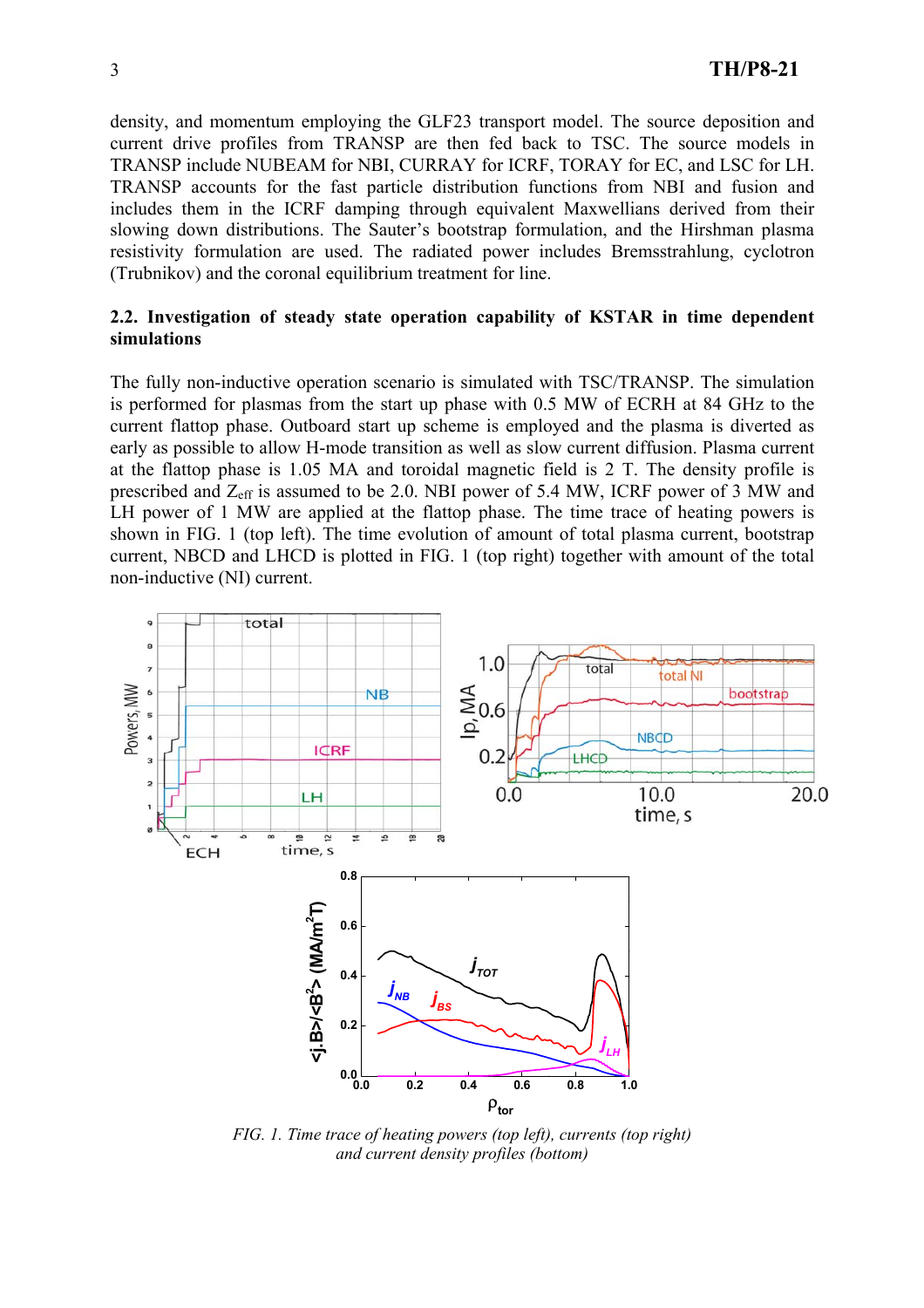density, and momentum employing the GLF23 transport model. The source deposition and current drive profiles from TRANSP are then fed back to TSC. The source models in TRANSP include NUBEAM for NBI, CURRAY for ICRF, TORAY for EC, and LSC for LH. TRANSP accounts for the fast particle distribution functions from NBI and fusion and includes them in the ICRF damping through equivalent Maxwellians derived from their slowing down distributions. The Sauter's bootstrap formulation, and the Hirshman plasma resistivity formulation are used. The radiated power includes Bremsstrahlung, cyclotron (Trubnikov) and the coronal equilibrium treatment for line.

### 2.2. Investigation of steady state operation capability of KSTAR in time dependent simulations

The fully non-inductive operation scenario is simulated with TSC/TRANSP. The simulation is performed for plasmas from the start up phase with 0.5 MW of ECRH at 84 GHz to the current flattop phase. Outboard start up scheme is employed and the plasma is diverted as early as possible to allow H-mode transition as well as slow current diffusion. Plasma current at the flattop phase is 1.05 MA and toroidal magnetic field is 2 T. The density profile is prescribed and $Z_{eff}$ is assumed to be 2.0. NBI power of 5.4 MW, ICRF power of 3 MW and LH power of 1 MW are applied at the flattop phase. The time trace of heating powers is shown in FIG. 1 (top left). The time evolution of amount of total plasma current, bootstrap current, NBCD and LHCD is plotted in FIG. 1 (top right) together with amount of the total non-inductive (NI) current.

Powers, MW
total
NB
ICRF
LH
ECH
time, s

Ip, MA
1.0
0.6
0.2
0.0
10.0
20.0
time, s
total
total NI
bootstrap
NBCD
LHCD

<j.B>/<B²> (MA/m²T)
0.8
0.6
0.4
0.2
0.0
0.0
0.2
0.4
0.6
0.8
1.0
$\rho_{tor}$
$j_{TOT}$
$j_{NB}$
$j_{BS}$
$j_{LH}$

*FIG. 1. Time trace of heating powers (top left), currents (top right) and current density profiles (bottom)*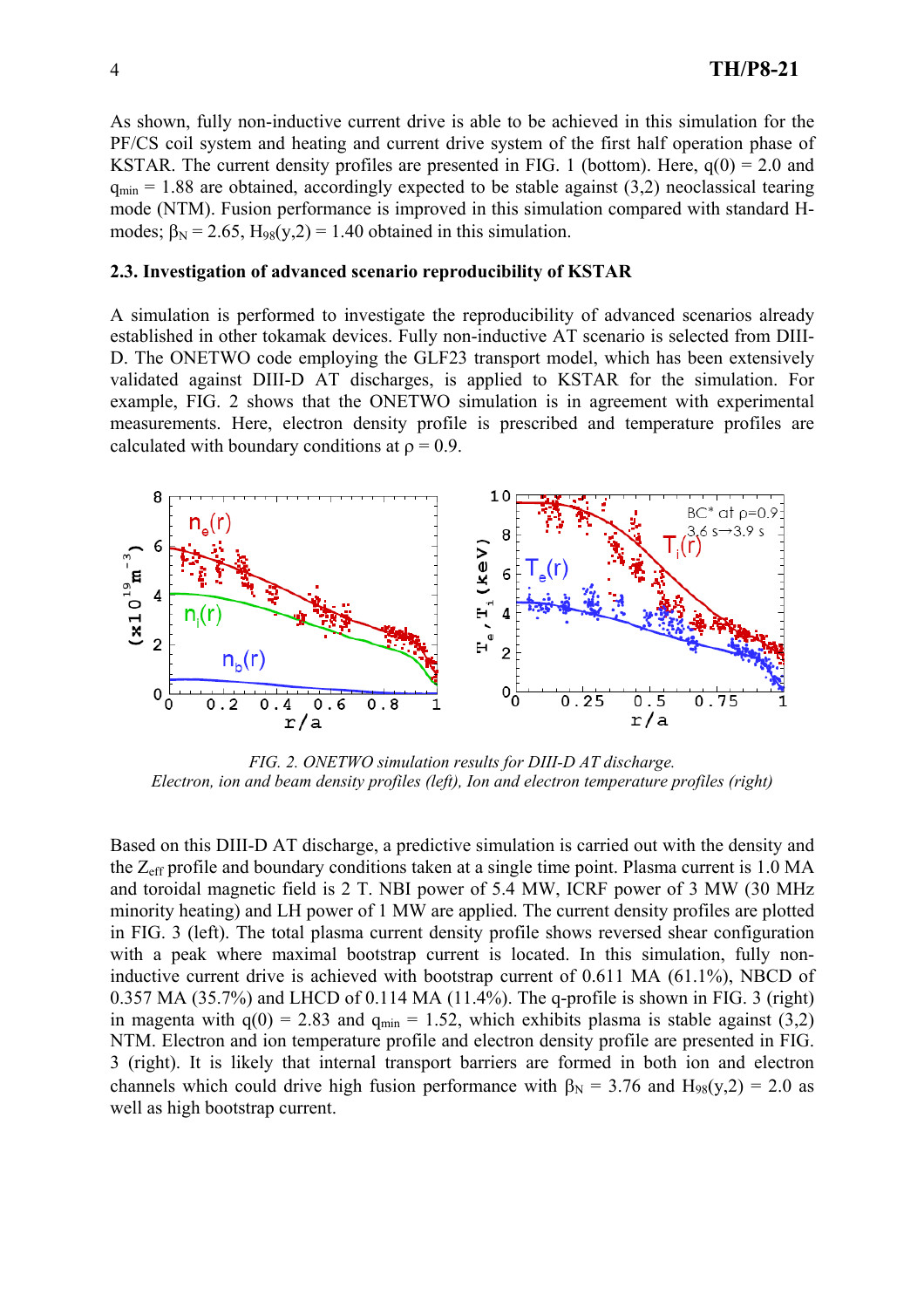As shown, fully non-inductive current drive is able to be achieved in this simulation for the PF/CS coil system and heating and current drive system of the first half operation phase of KSTAR. The current density profiles are presented in FIG. 1 (bottom). Here, q(0) = 2.0 and $q_{min}$ = 1.88 are obtained, accordingly expected to be stable against (3,2) neoclassical tearing mode (NTM). Fusion performance is improved in this simulation compared with standard H-modes; $\beta_N$ = 2.65, $H_{98}(y,2)$ = 1.40 obtained in this simulation.

### 2.3. Investigation of advanced scenario reproducibility of KSTAR

A simulation is performed to investigate the reproducibility of advanced scenarios already established in other tokamak devices. Fully non-inductive AT scenario is selected from DIII-D. The ONETWO code employing the GLF23 transport model, which has been extensively validated against DIII-D AT discharges, is applied to KSTAR for the simulation. For example, FIG. 2 shows that the ONETWO simulation is in agreement with experimental measurements. Here, electron density profile is prescribed and temperature profiles are calculated with boundary conditions at ρ = 0.9.

(x10$^{19}$ m$^{-3}$)
$n_e(r)$
$n_i(r)$
$n_b(r)$
r/a

$T_e$, $T_i$ (keV)
BC* at ρ=0.9
3.6 s→3.9 s
$T_i(r)$
$T_e(r)$
r/a

*FIG. 2. ONETWO simulation results for DIII-D AT discharge.*
*Electron, ion and beam density profiles (left), Ion and electron temperature profiles (right)*

Based on this DIII-D AT discharge, a predictive simulation is carried out with the density and the $Z_{eff}$ profile and boundary conditions taken at a single time point. Plasma current is 1.0 MA and toroidal magnetic field is 2 T. NBI power of 5.4 MW, ICRF power of 3 MW (30 MHz minority heating) and LH power of 1 MW are applied. The current density profiles are plotted in FIG. 3 (left). The total plasma current density profile shows reversed shear configuration with a peak where maximal bootstrap current is located. In this simulation, fully non-inductive current drive is achieved with bootstrap current of 0.611 MA (61.1%), NBCD of 0.357 MA (35.7%) and LHCD of 0.114 MA (11.4%). The q-profile is shown in FIG. 3 (right) in magenta with q(0) = 2.83 and $q_{min}$ = 1.52, which exhibits plasma is stable against (3,2) NTM. Electron and ion temperature profile and electron density profile are presented in FIG. 3 (right). It is likely that internal transport barriers are formed in both ion and electron channels which could drive high fusion performance with $\beta_N$ = 3.76 and $H_{98}(y,2)$ = 2.0 as well as high bootstrap current.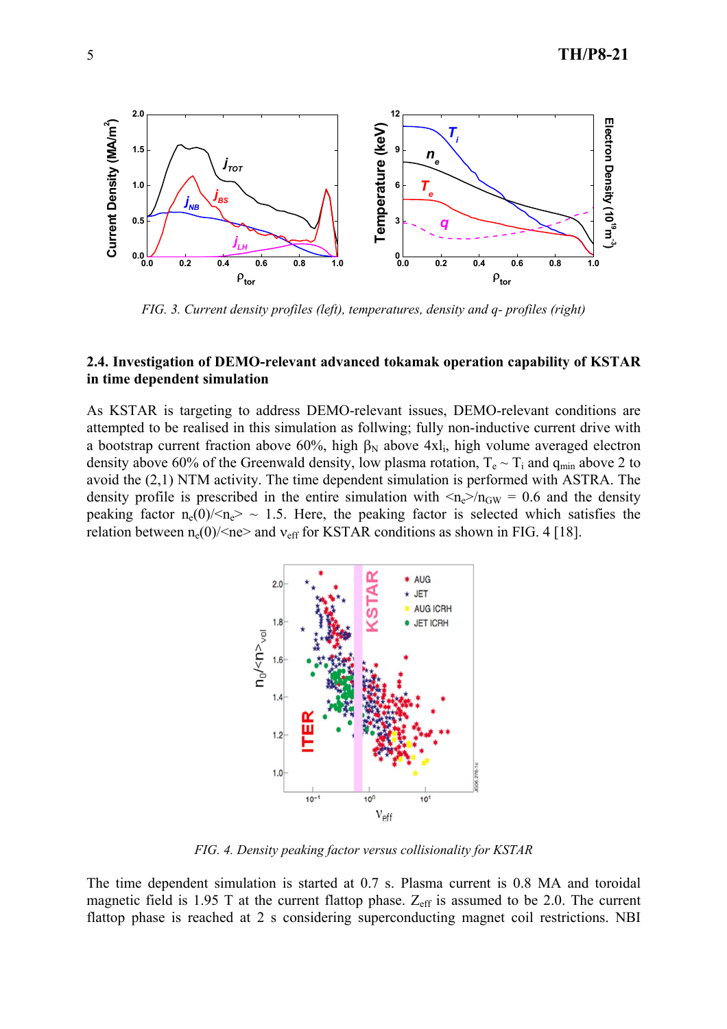Current Density (MA/m$^2$)

2.0
1.5
1.0
0.5
0.0

0.0 0.2 0.4 0.6 0.8 1.0

$j_{TOT}$
$j_{NB}$
$j_{BS}$
$j_{LH}$

$\rho_{tor}$

Temperature (keV)

12
9
6
3
0

0.0 0.2 0.4 0.6 0.8 1.0

$T_i$
$n_e$
$T_e$
$q$

$\rho_{tor}$

Electron Density ($10^{19}$ m$^{-3}$)

*FIG. 3. Current density profiles (left), temperatures, density and q- profiles (right)*

### 2.4. Investigation of DEMO-relevant advanced tokamak operation capability of KSTAR in time dependent simulation

As KSTAR is targeting to address DEMO-relevant issues, DEMO-relevant conditions are attempted to be realised in this simulation as follwing; fully non-inductive current drive with a bootstrap current fraction above 60%, high $\beta_N$ above 4xl$_i$, high volume averaged electron density above 60% of the Greenwald density, low plasma rotation, $T_e \sim T_i$ and $q_{min}$ above 2 to avoid the (2,1) NTM activity. The time dependent simulation is performed with ASTRA. The density profile is prescribed in the entire simulation with $\langle n_e \rangle / n_{GW}$ = 0.6 and the density peaking factor $n_e(0)/\langle n_e \rangle$ ~ 1.5. Here, the peaking factor is selected which satisfies the relation between $n_e(0)/\langle ne \rangle$ and $\nu_{eff}$ for KSTAR conditions as shown in FIG. 4 [18].

$n_0/\langle n \rangle_{vol}$

2.0
1.8
1.6
1.4
1.2
1.0

$10^{-1}$ $10^0$ $10^1$

$\nu_{eff}$

ITER

KSTAR

AUG
JET
AUG ICRH
JET ICRH

JG06.276-1c

*FIG. 4. Density peaking factor versus collisionality for KSTAR*

The time dependent simulation is started at 0.7 s. Plasma current is 0.8 MA and toroidal magnetic field is 1.95 T at the current flattop phase. $Z_{eff}$ is assumed to be 2.0. The current flattop phase is reached at 2 s considering superconducting magnet coil restrictions. NBI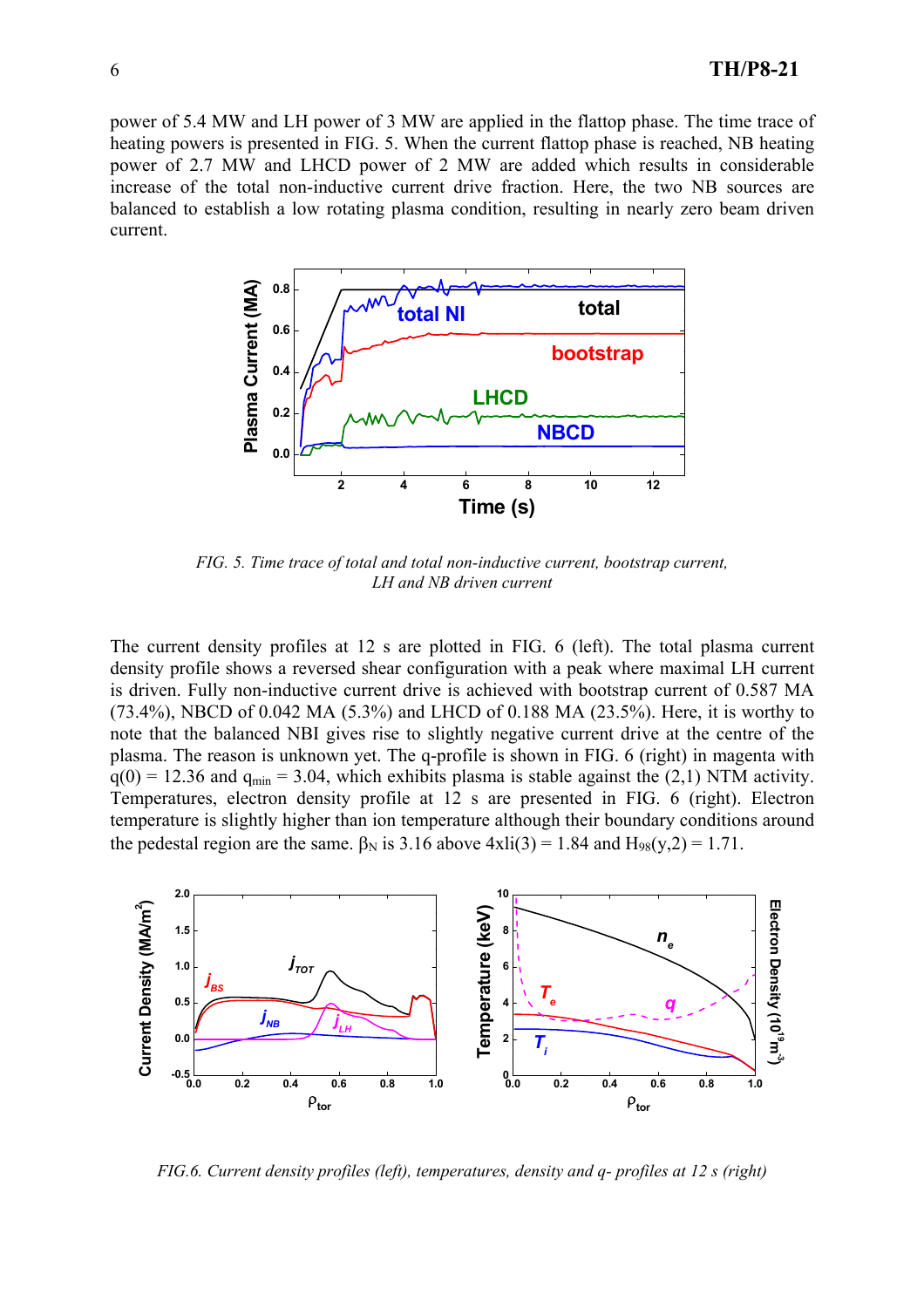power of 5.4 MW and LH power of 3 MW are applied in the flattop phase. The time trace of heating powers is presented in FIG. 5. When the current flattop phase is reached, NB heating power of 2.7 MW and LHCD power of 2 MW are added which results in considerable increase of the total non-inductive current drive fraction. Here, the two NB sources are balanced to establish a low rotating plasma condition, resulting in nearly zero beam driven current.

Plasma Current (MA)
0.8
0.6
0.4
0.2
0.0
total NI
total
bootstrap
LHCD
NBCD
2
4
6
8
10
12
Time (s)

*FIG. 5. Time trace of total and total non-inductive current, bootstrap current, LH and NB driven current*

The current density profiles at 12 s are plotted in FIG. 6 (left). The total plasma current density profile shows a reversed shear configuration with a peak where maximal LH current is driven. Fully non-inductive current drive is achieved with bootstrap current of 0.587 MA (73.4%), NBCD of 0.042 MA (5.3%) and LHCD of 0.188 MA (23.5%). Here, it is worthy to note that the balanced NBI gives rise to slightly negative current drive at the centre of the plasma. The reason is unknown yet. The q-profile is shown in FIG. 6 (right) in magenta with q(0) = 12.36 and $q_{min}$ = 3.04, which exhibits plasma is stable against the (2,1) NTM activity. Temperatures, electron density profile at 12 s are presented in FIG. 6 (right). Electron temperature is slightly higher than ion temperature although their boundary conditions around the pedestal region are the same. $\beta_N$ is 3.16 above 4xli(3) = 1.84 and $H_{98}(y,2)$ = 1.71.

Current Density (MA/m$^2$)
2.0
1.5
1.0
0.5
0.0
-0.5
$j_{BS}$
$j_{TOT}$
$j_{NB}$
$j_{LH}$
0.0
0.2
0.4
0.6
0.8
1.0
$\rho_{tor}$

Temperature (keV)
10
8
6
4
2
0
$n_e$
$T_e$
$q$
$T_i$
0.0
0.2
0.4
0.6
0.8
1.0
$\rho_{tor}$
Electron Density ($10^{19}$m$^{-3}$)

*FIG.6. Current density profiles (left), temperatures, density and q- profiles at 12 s (right)*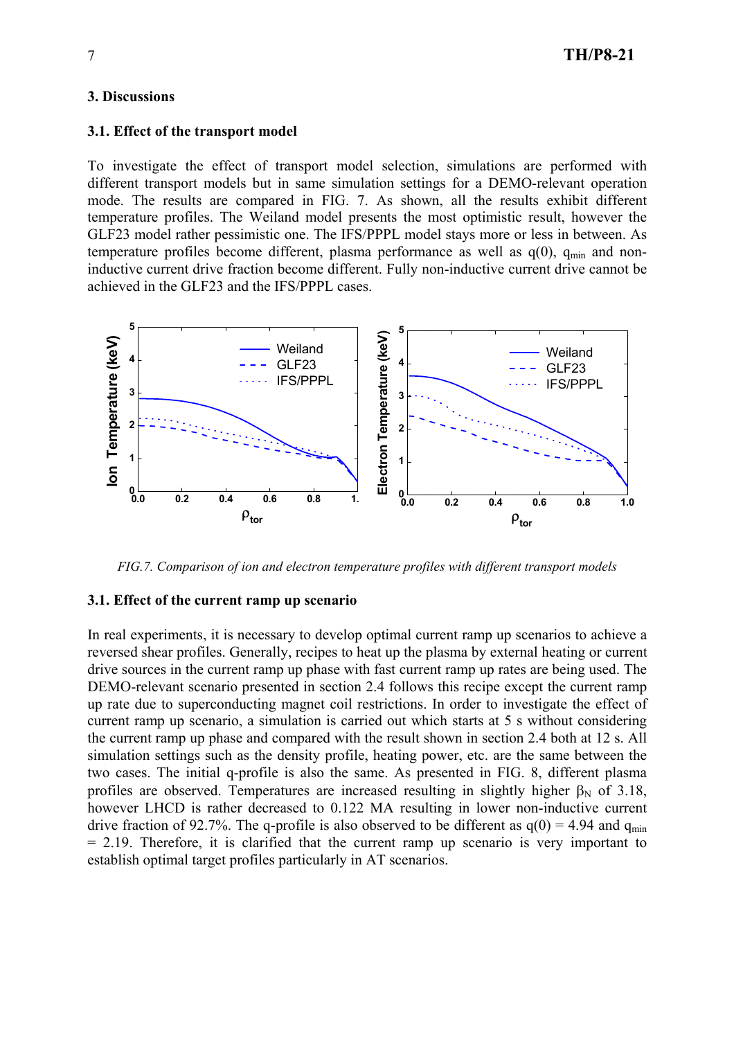### 3. Discussions

#### 3.1. Effect of the transport model

To investigate the effect of transport model selection, simulations are performed with different transport models but in same simulation settings for a DEMO-relevant operation mode. The results are compared in FIG. 7. As shown, all the results exhibit different temperature profiles. The Weiland model presents the most optimistic result, however the GLF23 model rather pessimistic one. The IFS/PPPL model stays more or less in between. As temperature profiles become different, plasma performance as well as q(0), $q_{min}$ and non-inductive current drive fraction become different. Fully non-inductive current drive cannot be achieved in the GLF23 and the IFS/PPPL cases.

Ion Temperature (keV)
5
4
3
2
1
0
0.0 0.2 0.4 0.6 0.8 1.
$\rho_{tor}$
Weiland
GLF23
IFS/PPPL

Electron Temperature (keV)
5
4
3
2
1
0
0.0 0.2 0.4 0.6 0.8 1.0
$\rho_{tor}$
Weiland
GLF23
IFS/PPPL

*FIG.7. Comparison of ion and electron temperature profiles with different transport models*

#### 3.1. Effect of the current ramp up scenario

In real experiments, it is necessary to develop optimal current ramp up scenarios to achieve a reversed shear profiles. Generally, recipes to heat up the plasma by external heating or current drive sources in the current ramp up phase with fast current ramp up rates are being used. The DEMO-relevant scenario presented in section 2.4 follows this recipe except the current ramp up rate due to superconducting magnet coil restrictions. In order to investigate the effect of current ramp up scenario, a simulation is carried out which starts at 5 s without considering the current ramp up phase and compared with the result shown in section 2.4 both at 12 s. All simulation settings such as the density profile, heating power, etc. are the same between the two cases. The initial q-profile is also the same. As presented in FIG. 8, different plasma profiles are observed. Temperatures are increased resulting in slightly higher $\beta_N$ of 3.18, however LHCD is rather decreased to 0.122 MA resulting in lower non-inductive current drive fraction of 92.7%. The q-profile is also observed to be different as q(0) = 4.94 and $q_{min}$ = 2.19. Therefore, it is clarified that the current ramp up scenario is very important to establish optimal target profiles particularly in AT scenarios.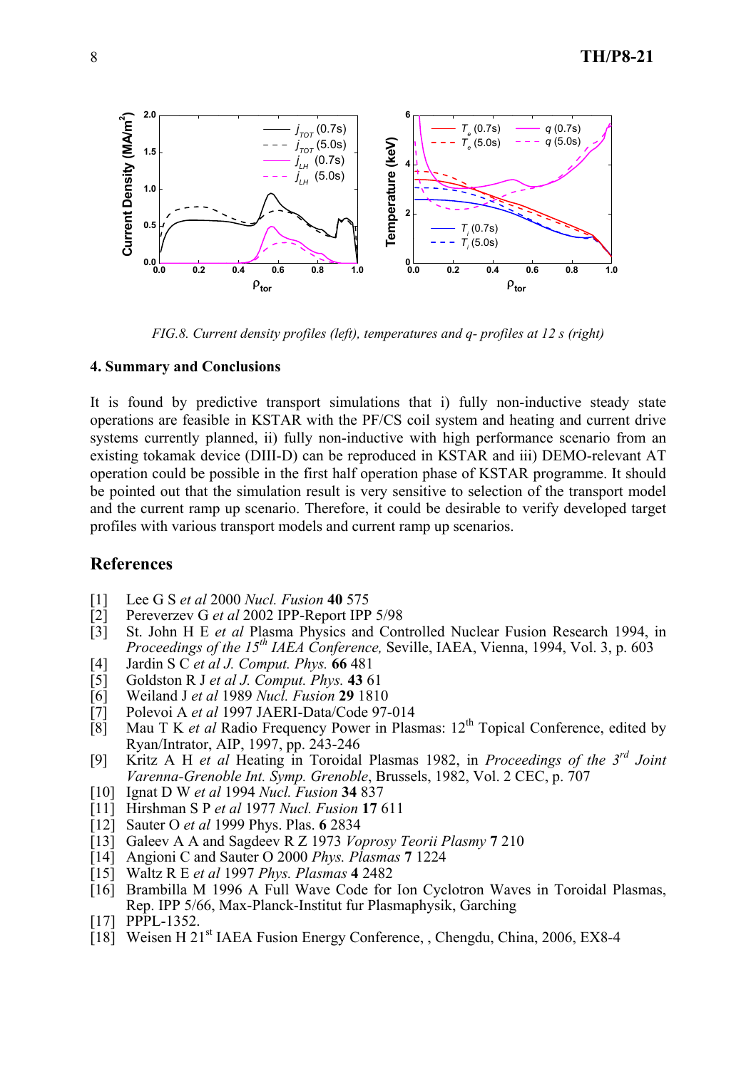Current Density (MA/m²)

2.0
1.5
1.0
0.5
0.0

0.0 0.2 0.4 0.6 0.8 1.0

$\rho_{tor}$

$j_{TOT}$ (0.7s)
$j_{TOT}$ (5.0s)
$j_{LH}$ (0.7s)
$j_{LH}$ (5.0s)

Temperature (keV)

6
4
2
0

0.0 0.2 0.4 0.6 0.8 1.0

$\rho_{tor}$

$T_e$ (0.7s)
$T_e$ (5.0s)
$q$ (0.7s)
$q$ (5.0s)
$T_i$ (0.7s)
$T_i$ (5.0s)

*FIG.8. Current density profiles (left), temperatures and q- profiles at 12 s (right)*

### 4. Summary and Conclusions

It is found by predictive transport simulations that i) fully non-inductive steady state operations are feasible in KSTAR with the PF/CS coil system and heating and current drive systems currently planned, ii) fully non-inductive with high performance scenario from an existing tokamak device (DIII-D) can be reproduced in KSTAR and iii) DEMO-relevant AT operation could be possible in the first half operation phase of KSTAR programme. It should be pointed out that the simulation result is very sensitive to selection of the transport model and the current ramp up scenario. Therefore, it could be desirable to verify developed target profiles with various transport models and current ramp up scenarios.

## References

[1] Lee G S *et al* 2000 *Nucl. Fusion* **40** 575
[2] Pereverzev G *et al* 2002 IPP-Report IPP 5/98
[3] St. John H E *et al* Plasma Physics and Controlled Nuclear Fusion Research 1994, in *Proceedings of the 15th IAEA Conference,* Seville, IAEA, Vienna, 1994, Vol. 3, p. 603
[4] Jardin S C *et al J. Comput. Phys.* **66** 481
[5] Goldston R J *et al J. Comput. Phys.* **43** 61
[6] Weiland J *et al* 1989 *Nucl. Fusion* **29** 1810
[7] Polevoi A *et al* 1997 JAERI-Data/Code 97-014
[8] Mau T K *et al* Radio Frequency Power in Plasmas: 12th Topical Conference, edited by Ryan/Intrator, AIP, 1997, pp. 243-246
[9] Kritz A H *et al* Heating in Toroidal Plasmas 1982, in *Proceedings of the 3rd Joint Varenna-Grenoble Int. Symp. Grenoble*, Brussels, 1982, Vol. 2 CEC, p. 707
[10] Ignat D W *et al* 1994 *Nucl. Fusion* **34** 837
[11] Hirshman S P *et al* 1977 *Nucl. Fusion* **17** 611
[12] Sauter O *et al* 1999 Phys. Plas. **6** 2834
[13] Galeev A A and Sagdeev R Z 1973 *Voprosy Teorii Plasmy* **7** 210
[14] Angioni C and Sauter O 2000 *Phys. Plasmas* **7** 1224
[15] Waltz R E *et al* 1997 *Phys. Plasmas* **4** 2482
[16] Brambilla M 1996 A Full Wave Code for Ion Cyclotron Waves in Toroidal Plasmas, Rep. IPP 5/66, Max-Planck-Institut fur Plasmaphysik, Garching
[17] PPPL-1352.
[18] Weisen H 21st IAEA Fusion Energy Conference, , Chengdu, China, 2006, EX8-4